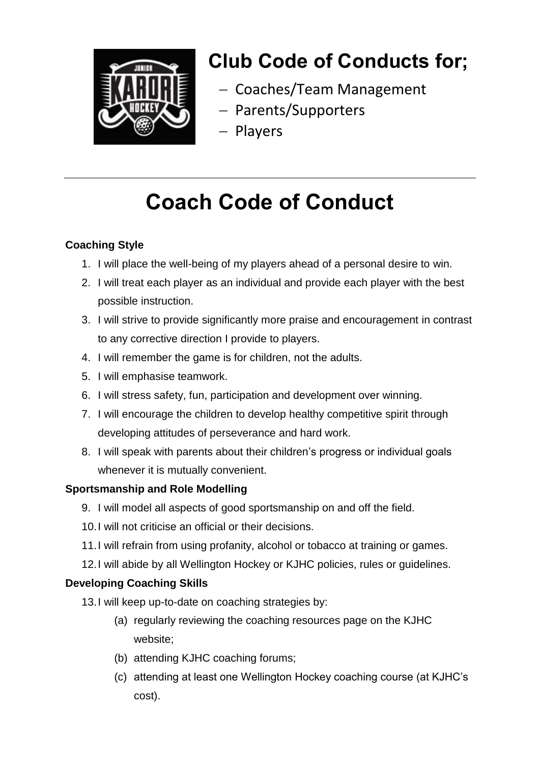# Club Code of Conducts for;

- Coaches/Team Management
- Parents/Supporters
- Players

---

# Coach Code of Conduct

**Coaching Style**

1. I will place the well-being of my players ahead of a personal desire to win.
2. I will treat each player as an individual and provide each player with the best possible instruction.
3. I will strive to provide significantly more praise and encouragement in contrast to any corrective direction I provide to players.
4. I will remember the game is for children, not the adults.
5. I will emphasise teamwork.
6. I will stress safety, fun, participation and development over winning.
7. I will encourage the children to develop healthy competitive spirit through developing attitudes of perseverance and hard work.
8. I will speak with parents about their children's progress or individual goals whenever it is mutually convenient.

**Sportsmanship and Role Modelling**

9. I will model all aspects of good sportsmanship on and off the field.
10. I will not criticise an official or their decisions.
11. I will refrain from using profanity, alcohol or tobacco at training or games.
12. I will abide by all Wellington Hockey or KJHC policies, rules or guidelines.

**Developing Coaching Skills**

13. I will keep up-to-date on coaching strategies by:
    - (a) regularly reviewing the coaching resources page on the KJHC website;
    - (b) attending KJHC coaching forums;
    - (c) attending at least one Wellington Hockey coaching course (at KJHC's cost).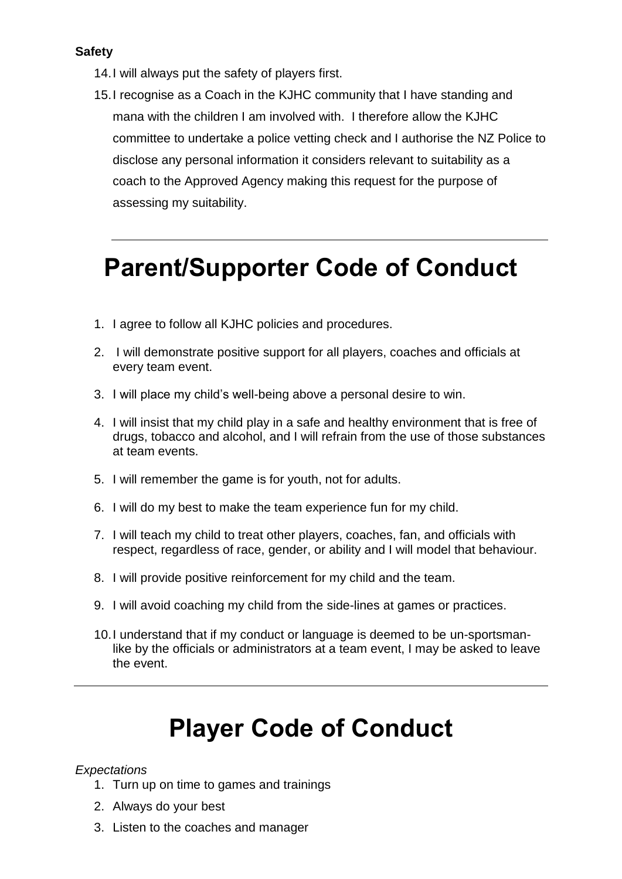**Safety**

14. I will always put the safety of players first.
15. I recognise as a Coach in the KJHC community that I have standing and mana with the children I am involved with. I therefore allow the KJHC committee to undertake a police vetting check and I authorise the NZ Police to disclose any personal information it considers relevant to suitability as a coach to the Approved Agency making this request for the purpose of assessing my suitability.

---

# Parent/Supporter Code of Conduct

1. I agree to follow all KJHC policies and procedures.
2. I will demonstrate positive support for all players, coaches and officials at every team event.
3. I will place my child's well-being above a personal desire to win.
4. I will insist that my child play in a safe and healthy environment that is free of drugs, tobacco and alcohol, and I will refrain from the use of those substances at team events.
5. I will remember the game is for youth, not for adults.
6. I will do my best to make the team experience fun for my child.
7. I will teach my child to treat other players, coaches, fan, and officials with respect, regardless of race, gender, or ability and I will model that behaviour.
8. I will provide positive reinforcement for my child and the team.
9. I will avoid coaching my child from the side-lines at games or practices.
10. I understand that if my conduct or language is deemed to be un-sportsman-like by the officials or administrators at a team event, I may be asked to leave the event.

---

# Player Code of Conduct

*Expectations*

1. Turn up on time to games and trainings
2. Always do your best
3. Listen to the coaches and manager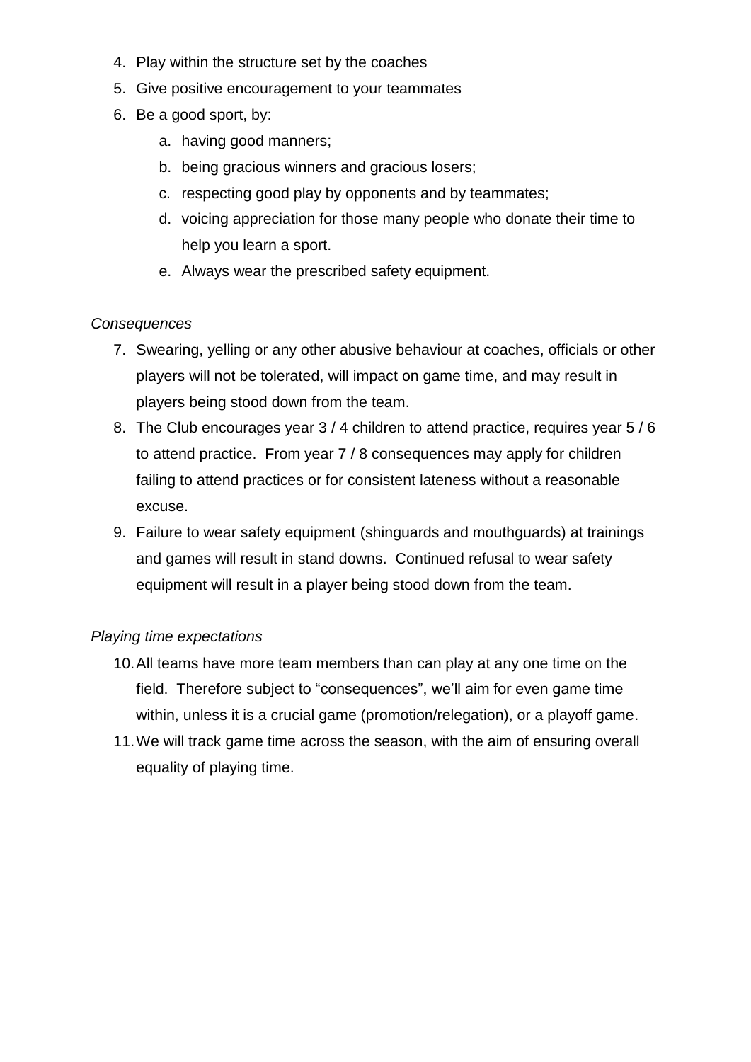4. Play within the structure set by the coaches
5. Give positive encouragement to your teammates
6. Be a good sport, by:
    a. having good manners;
    b. being gracious winners and gracious losers;
    c. respecting good play by opponents and by teammates;
    d. voicing appreciation for those many people who donate their time to help you learn a sport.
    e. Always wear the prescribed safety equipment.

*Consequences*

7. Swearing, yelling or any other abusive behaviour at coaches, officials or other players will not be tolerated, will impact on game time, and may result in players being stood down from the team.
8. The Club encourages year 3 / 4 children to attend practice, requires year 5 / 6 to attend practice. From year 7 / 8 consequences may apply for children failing to attend practices or for consistent lateness without a reasonable excuse.
9. Failure to wear safety equipment (shinguards and mouthguards) at trainings and games will result in stand downs. Continued refusal to wear safety equipment will result in a player being stood down from the team.

*Playing time expectations*

10. All teams have more team members than can play at any one time on the field. Therefore subject to "consequences", we'll aim for even game time within, unless it is a crucial game (promotion/relegation), or a playoff game.
11. We will track game time across the season, with the aim of ensuring overall equality of playing time.